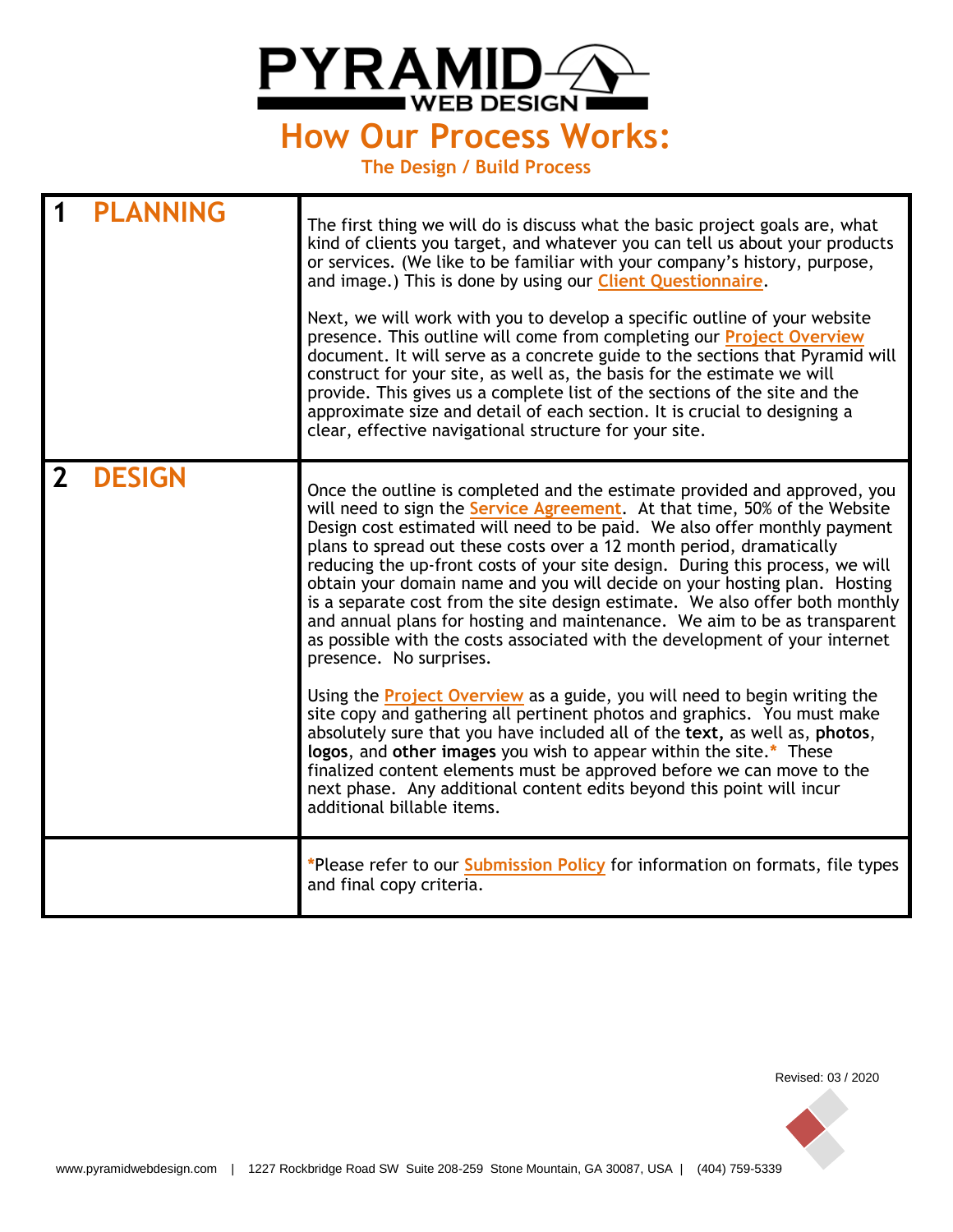# PYRAMID WEB DESIGN

## How Our Process Works:

### The Design / Build Process

| | |
|---|---|
| **1 PLANNING** | The first thing we will do is discuss what the basic project goals are, what kind of clients you target, and whatever you can tell us about your products or services. (We like to be familiar with your company's history, purpose, and image.) This is done by using our Client Questionnaire.<br><br>Next, we will work with you to develop a specific outline of your website presence. This outline will come from completing our Project Overview document. It will serve as a concrete guide to the sections that Pyramid will construct for your site, as well as, the basis for the estimate we will provide. This gives us a complete list of the sections of the site and the approximate size and detail of each section. It is crucial to designing a clear, effective navigational structure for your site. |
| **2 DESIGN** | Once the outline is completed and the estimate provided and approved, you will need to sign the Service Agreement. At that time, 50% of the Website Design cost estimated will need to be paid. We also offer monthly payment plans to spread out these costs over a 12 month period, dramatically reducing the up-front costs of your site design. During this process, we will obtain your domain name and you will decide on your hosting plan. Hosting is a separate cost from the site design estimate. We also offer both monthly and annual plans for hosting and maintenance. We aim to be as transparent as possible with the costs associated with the development of your internet presence. No surprises.<br><br>Using the Project Overview as a guide, you will need to begin writing the site copy and gathering all pertinent photos and graphics. You must make absolutely sure that you have included all of the **text,** as well as, **photos**, **logos**, and **other images** you wish to appear within the site.* These finalized content elements must be approved before we can move to the next phase. Any additional content edits beyond this point will incur additional billable items. |
| | *Please refer to our Submission Policy for information on formats, file types and final copy criteria. |

Revised: 03 / 2020

www.pyramidwebdesign.com | 1227 Rockbridge Road SW Suite 208-259 Stone Mountain, GA 30087, USA | (404) 759-5339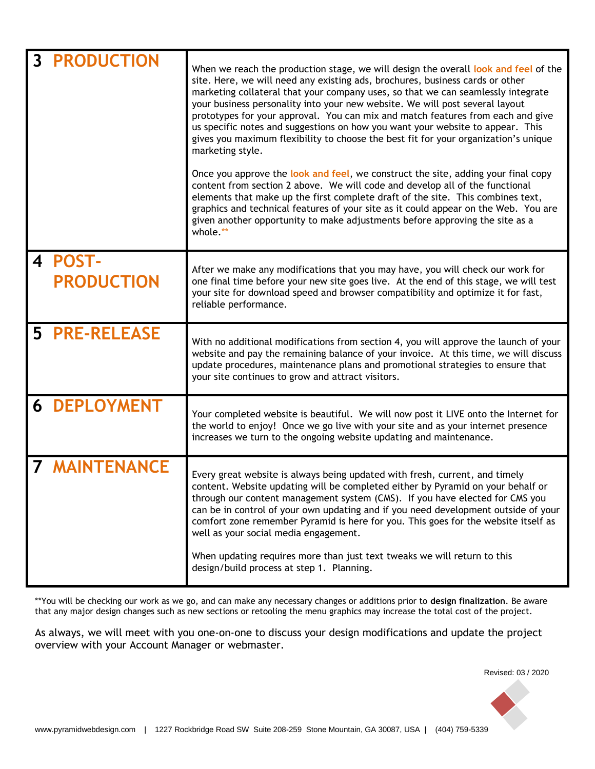| 3 PRODUCTION | When we reach the production stage, we will design the overall look and feel of the site. Here, we will need any existing ads, brochures, business cards or other marketing collateral that your company uses, so that we can seamlessly integrate your business personality into your new website. We will post several layout prototypes for your approval. You can mix and match features from each and give us specific notes and suggestions on how you want your website to appear. This gives you maximum flexibility to choose the best fit for your organization's unique marketing style.<br><br>Once you approve the look and feel, we construct the site, adding your final copy content from section 2 above. We will code and develop all of the functional elements that make up the first complete draft of the site. This combines text, graphics and technical features of your site as it could appear on the Web. You are given another opportunity to make adjustments before approving the site as a whole.** |
|---|---|
| 4 POST-PRODUCTION | After we make any modifications that you may have, you will check our work for one final time before your new site goes live. At the end of this stage, we will test your site for download speed and browser compatibility and optimize it for fast, reliable performance. |
| 5 PRE-RELEASE | With no additional modifications from section 4, you will approve the launch of your website and pay the remaining balance of your invoice. At this time, we will discuss update procedures, maintenance plans and promotional strategies to ensure that your site continues to grow and attract visitors. |
| 6 DEPLOYMENT | Your completed website is beautiful. We will now post it LIVE onto the Internet for the world to enjoy! Once we go live with your site and as your internet presence increases we turn to the ongoing website updating and maintenance. |
| 7 MAINTENANCE | Every great website is always being updated with fresh, current, and timely content. Website updating will be completed either by Pyramid on your behalf or through our content management system (CMS). If you have elected for CMS you can be in control of your own updating and if you need development outside of your comfort zone remember Pyramid is here for you. This goes for the website itself as well as your social media engagement.<br><br>When updating requires more than just text tweaks we will return to this design/build process at step 1. Planning. |

**You will be checking our work as we go, and can make any necessary changes or additions prior to **design finalization**. Be aware that any major design changes such as new sections or retooling the menu graphics may increase the total cost of the project.

As always, we will meet with you one-on-one to discuss your design modifications and update the project overview with your Account Manager or webmaster.

Revised: 03 / 2020

www.pyramidwebdesign.com | 1227 Rockbridge Road SW Suite 208-259 Stone Mountain, GA 30087, USA | (404) 759-5339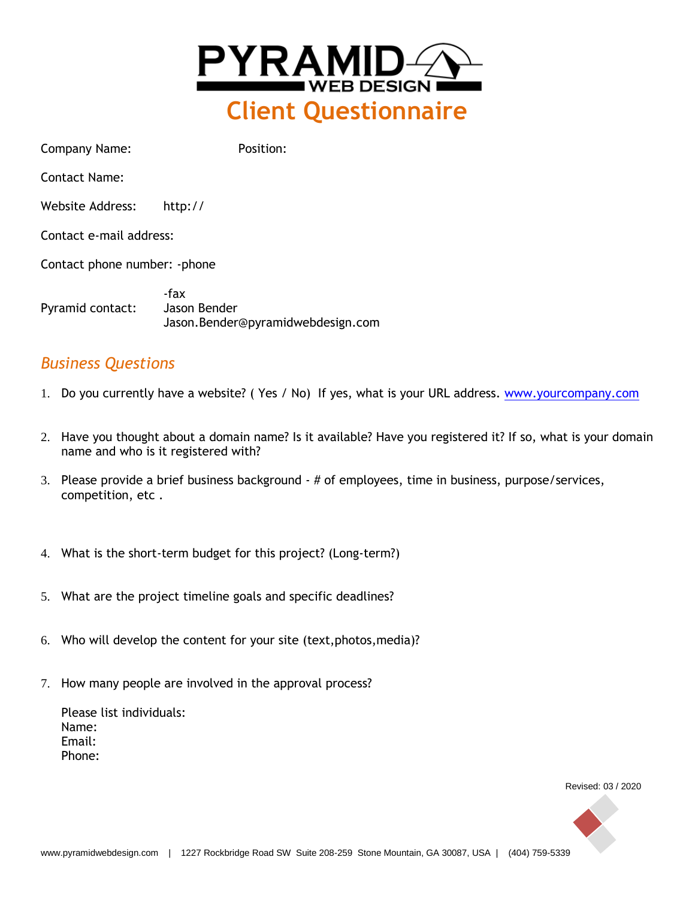# Client Questionnaire

Company Name: Position:

Contact Name:

Website Address: http://

Contact e-mail address:

Contact phone number: -phone

-fax

Pyramid contact: Jason Bender
Jason.Bender@pyramidwebdesign.com

## *Business Questions*

1. Do you currently have a website? ( Yes / No) If yes, what is your URL address. www.yourcompany.com

2. Have you thought about a domain name? Is it available? Have you registered it? If so, what is your domain name and who is it registered with?

3. Please provide a brief business background - # of employees, time in business, purpose/services, competition, etc .

4. What is the short-term budget for this project? (Long-term?)

5. What are the project timeline goals and specific deadlines?

6. Who will develop the content for your site (text,photos,media)?

7. How many people are involved in the approval process?

   Please list individuals:
   Name:
   Email:
   Phone:

Revised: 03 / 2020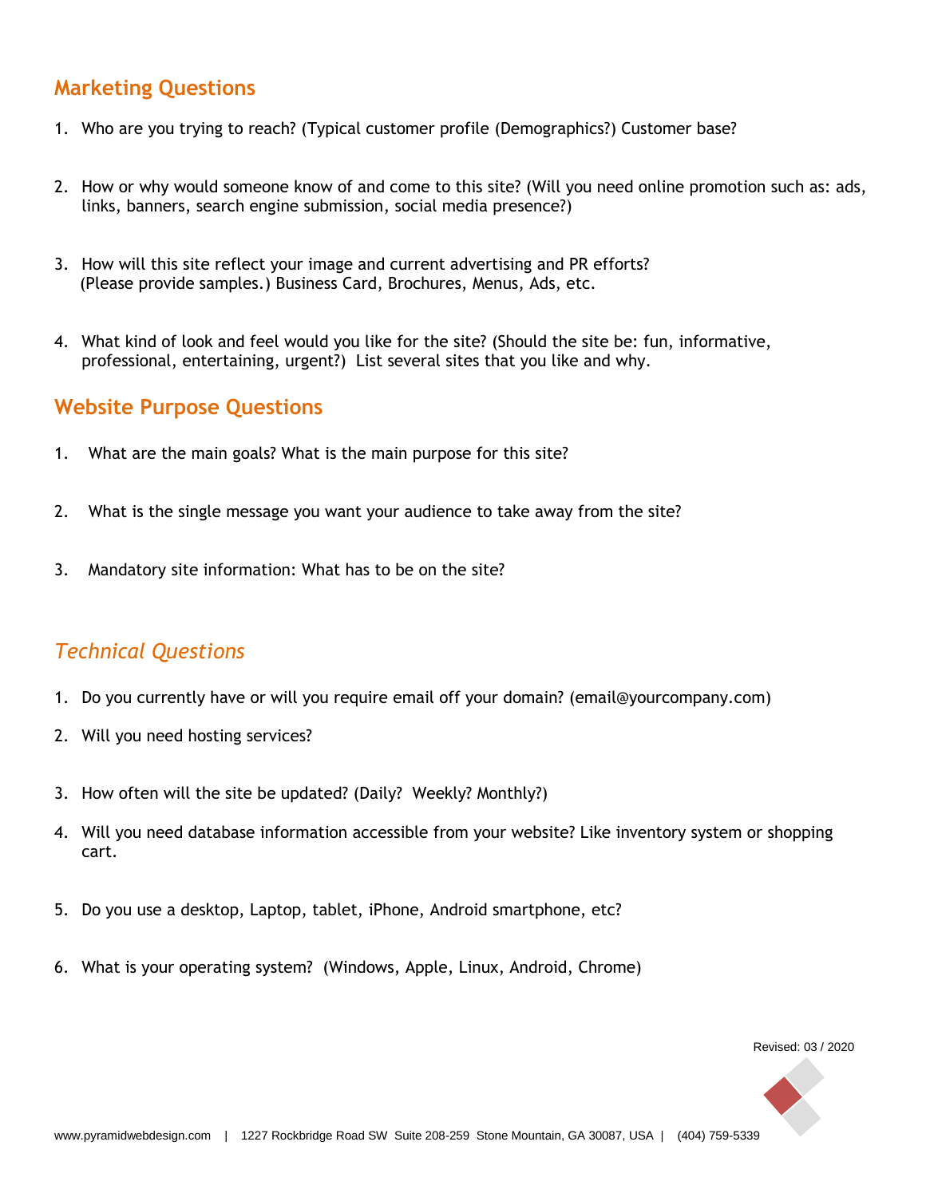## Marketing Questions

1. Who are you trying to reach? (Typical customer profile (Demographics?) Customer base?

2. How or why would someone know of and come to this site? (Will you need online promotion such as: ads, links, banners, search engine submission, social media presence?)

3. How will this site reflect your image and current advertising and PR efforts? (Please provide samples.) Business Card, Brochures, Menus, Ads, etc.

4. What kind of look and feel would you like for the site? (Should the site be: fun, informative, professional, entertaining, urgent?) List several sites that you like and why.

## Website Purpose Questions

1. What are the main goals? What is the main purpose for this site?

2. What is the single message you want your audience to take away from the site?

3. Mandatory site information: What has to be on the site?

## *Technical Questions*

1. Do you currently have or will you require email off your domain? (email@yourcompany.com)
2. Will you need hosting services?

3. How often will the site be updated? (Daily? Weekly? Monthly?)

4. Will you need database information accessible from your website? Like inventory system or shopping cart.

5. Do you use a desktop, Laptop, tablet, iPhone, Android smartphone, etc?

6. What is your operating system? (Windows, Apple, Linux, Android, Chrome)

Revised: 03 / 2020

www.pyramidwebdesign.com | 1227 Rockbridge Road SW Suite 208-259 Stone Mountain, GA 30087, USA | (404) 759-5339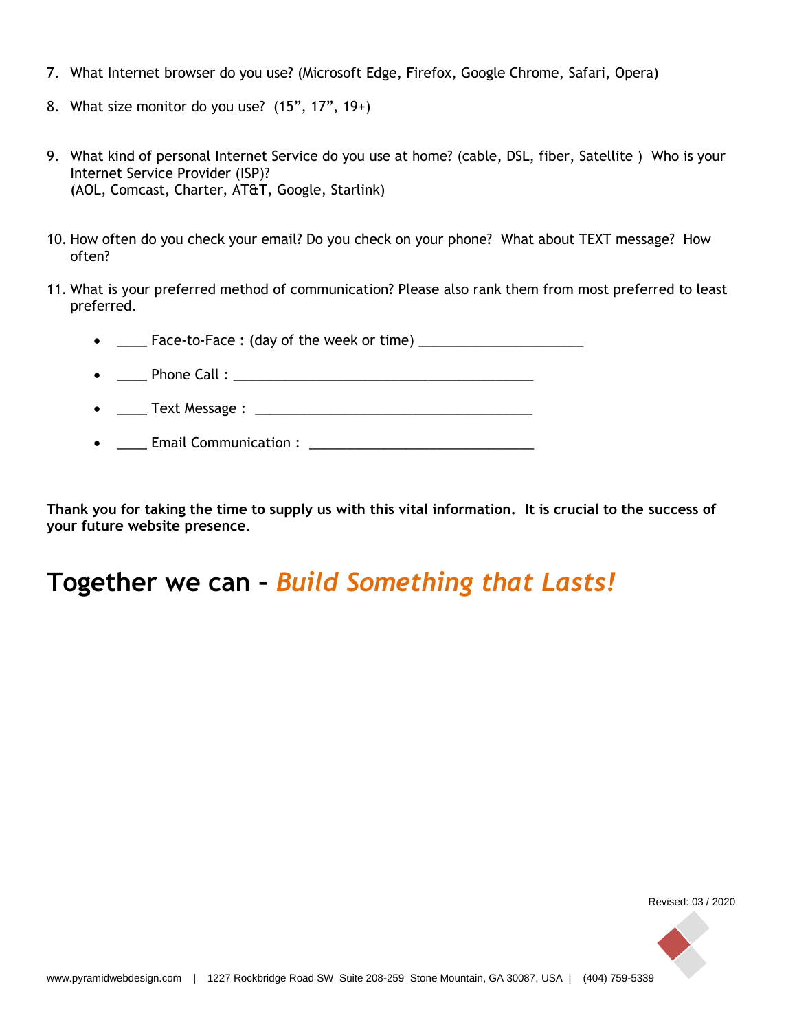7. What Internet browser do you use? (Microsoft Edge, Firefox, Google Chrome, Safari, Opera)

8. What size monitor do you use? (15", 17", 19+)

9. What kind of personal Internet Service do you use at home? (cable, DSL, fiber, Satellite ) Who is your Internet Service Provider (ISP)?
   (AOL, Comcast, Charter, AT&T, Google, Starlink)

10. How often do you check your email? Do you check on your phone? What about TEXT message? How often?

11. What is your preferred method of communication? Please also rank them from most preferred to least preferred.

    - ____ Face-to-Face : (day of the week or time) ______________________
    - ____ Phone Call : ________________________________________
    - ____ Text Message : _____________________________________
    - ____ Email Communication : ______________________________

**Thank you for taking the time to supply us with this vital information. It is crucial to the success of your future website presence.**

# Together we can – *Build Something that Lasts!*

Revised: 03 / 2020

www.pyramidwebdesign.com | 1227 Rockbridge Road SW Suite 208-259 Stone Mountain, GA 30087, USA | (404) 759-5339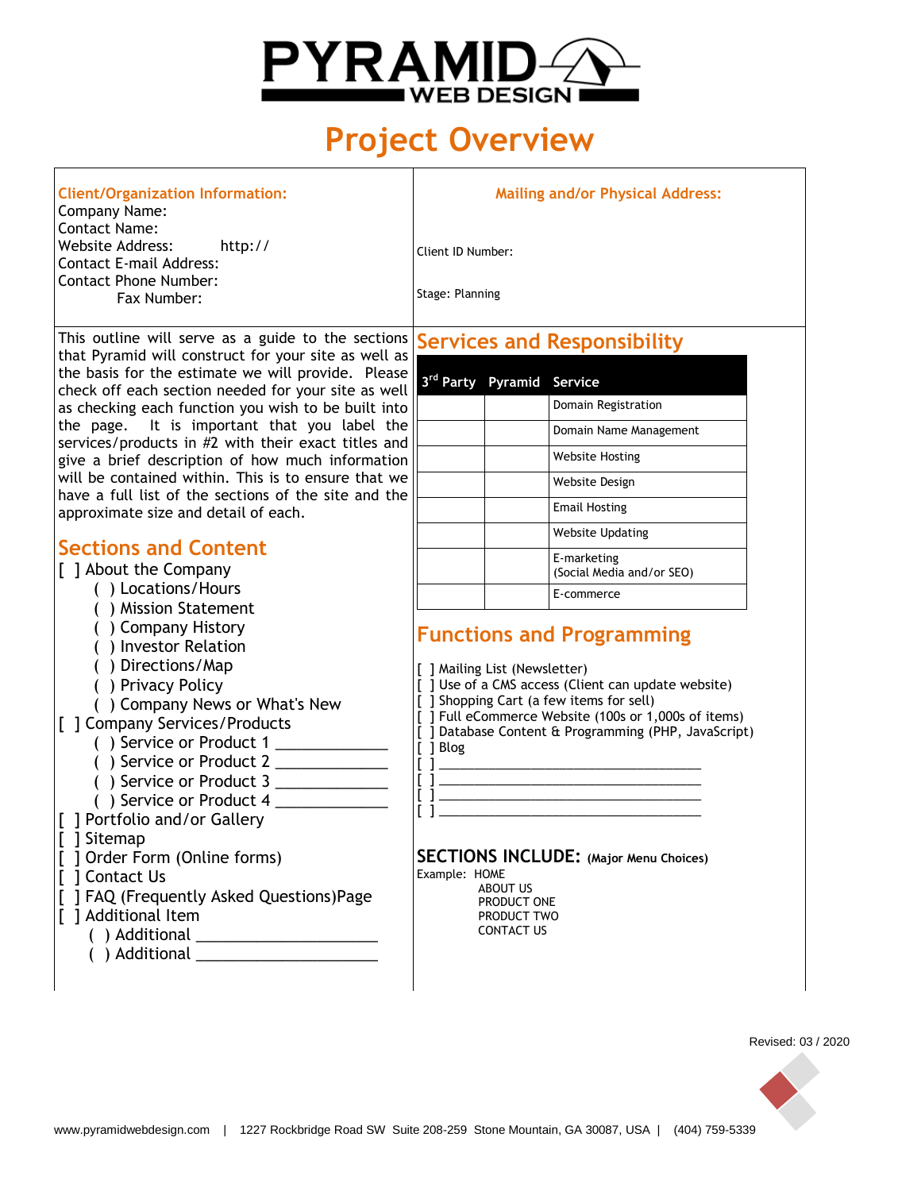# PYRAMID WEB DESIGN

# Project Overview

**Client/Organization Information:**
Company Name:
Contact Name:
Website Address: http://
Contact E-mail Address:
Contact Phone Number:
Fax Number:

**Mailing and/or Physical Address:**

Client ID Number:

Stage: Planning

This outline will serve as a guide to the sections that Pyramid will construct for your site as well as the basis for the estimate we will provide. Please check off each section needed for your site as well as checking each function you wish to be built into the page. It is important that you label the services/products in #2 with their exact titles and give a brief description of how much information will be contained within. This is to ensure that we have a full list of the sections of the site and the approximate size and detail of each.

## Sections and Content

[ ] About the Company
- ( ) Locations/Hours
- ( ) Mission Statement
- ( ) Company History
- ( ) Investor Relation
- ( ) Directions/Map
- ( ) Privacy Policy
- ( ) Company News or What's New

[ ] Company Services/Products
- ( ) Service or Product 1 ____________
- ( ) Service or Product 2 ____________
- ( ) Service or Product 3 ____________
- ( ) Service or Product 4 ____________

[ ] Portfolio and/or Gallery
[ ] Sitemap
[ ] Order Form (Online forms)
[ ] Contact Us
[ ] FAQ (Frequently Asked Questions)Page
[ ] Additional Item
- ( ) Additional ____________________
- ( ) Additional ____________________

## Services and Responsibility

| 3rd Party | Pyramid | Service |
|---|---|---|
| | | Domain Registration |
| | | Domain Name Management |
| | | Website Hosting |
| | | Website Design |
| | | Email Hosting |
| | | Website Updating |
| | | E-marketing (Social Media and/or SEO) |
| | | E-commerce |

## Functions and Programming

[ ] Mailing List (Newsletter)
[ ] Use of a CMS access (Client can update website)
[ ] Shopping Cart (a few items for sell)
[ ] Full eCommerce Website (100s or 1,000s of items)
[ ] Database Content & Programming (PHP, JavaScript)
[ ] Blog
[ ] ________________________________
[ ] ________________________________
[ ] ________________________________
[ ] ________________________________

**SECTIONS INCLUDE:** **(Major Menu Choices)**

Example: HOME
ABOUT US
PRODUCT ONE
PRODUCT TWO
CONTACT US

Revised: 03 / 2020

www.pyramidwebdesign.com | 1227 Rockbridge Road SW Suite 208-259 Stone Mountain, GA 30087, USA | (404) 759-5339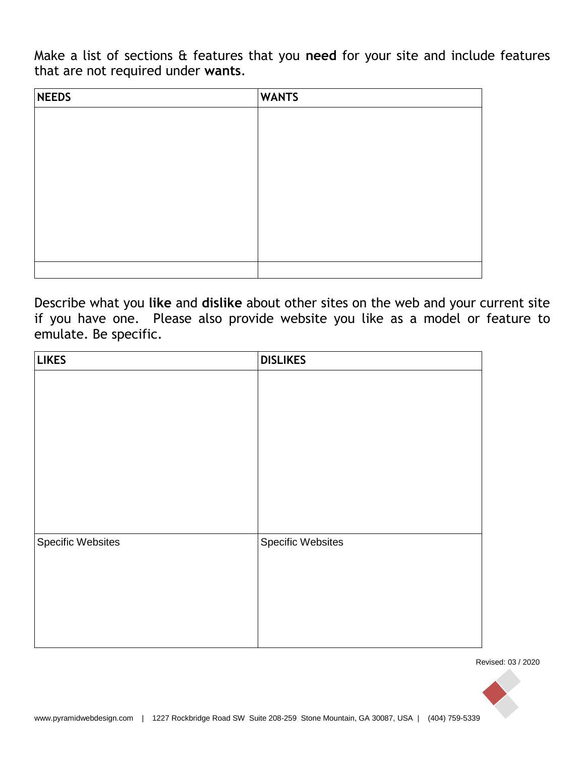Make a list of sections & features that you **need** for your site and include features that are not required under **wants**.

| **NEEDS** | **WANTS** |
|---|---|
| | |
| | |

Describe what you **like** and **dislike** about other sites on the web and your current site if you have one. Please also provide website you like as a model or feature to emulate. Be specific.

| **LIKES** | **DISLIKES** |
|---|---|
| | |
| Specific Websites | Specific Websites |

Revised: 03 / 2020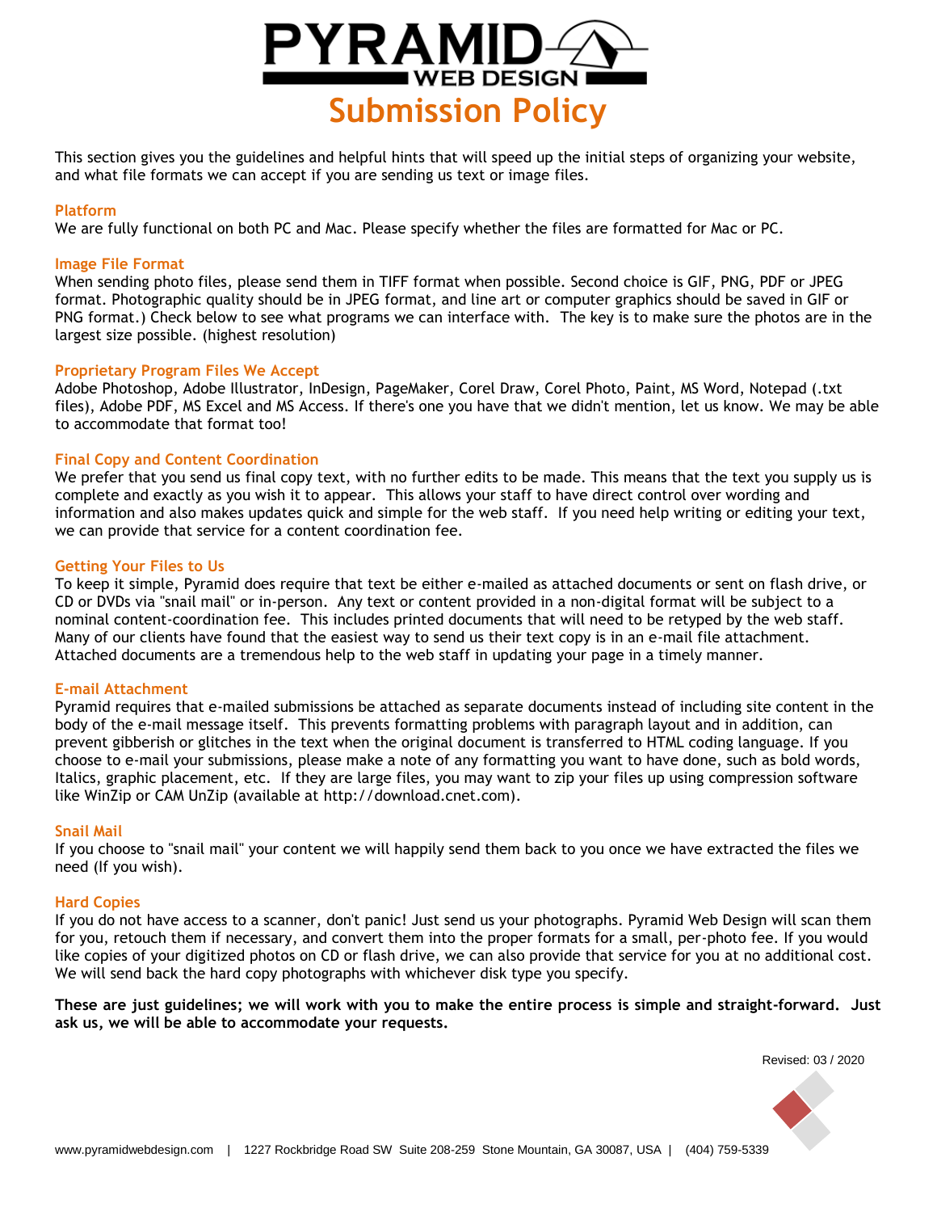# PYRAMID WEB DESIGN

# Submission Policy

This section gives you the guidelines and helpful hints that will speed up the initial steps of organizing your website, and what file formats we can accept if you are sending us text or image files.

### Platform

We are fully functional on both PC and Mac. Please specify whether the files are formatted for Mac or PC.

### Image File Format

When sending photo files, please send them in TIFF format when possible. Second choice is GIF, PNG, PDF or JPEG format. Photographic quality should be in JPEG format, and line art or computer graphics should be saved in GIF or PNG format.) Check below to see what programs we can interface with. The key is to make sure the photos are in the largest size possible. (highest resolution)

### Proprietary Program Files We Accept

Adobe Photoshop, Adobe Illustrator, InDesign, PageMaker, Corel Draw, Corel Photo, Paint, MS Word, Notepad (.txt files), Adobe PDF, MS Excel and MS Access. If there's one you have that we didn't mention, let us know. We may be able to accommodate that format too!

### Final Copy and Content Coordination

We prefer that you send us final copy text, with no further edits to be made. This means that the text you supply us is complete and exactly as you wish it to appear. This allows your staff to have direct control over wording and information and also makes updates quick and simple for the web staff. If you need help writing or editing your text, we can provide that service for a content coordination fee.

### Getting Your Files to Us

To keep it simple, Pyramid does require that text be either e-mailed as attached documents or sent on flash drive, or CD or DVDs via "snail mail" or in-person. Any text or content provided in a non-digital format will be subject to a nominal content-coordination fee. This includes printed documents that will need to be retyped by the web staff. Many of our clients have found that the easiest way to send us their text copy is in an e-mail file attachment. Attached documents are a tremendous help to the web staff in updating your page in a timely manner.

### E-mail Attachment

Pyramid requires that e-mailed submissions be attached as separate documents instead of including site content in the body of the e-mail message itself. This prevents formatting problems with paragraph layout and in addition, can prevent gibberish or glitches in the text when the original document is transferred to HTML coding language. If you choose to e-mail your submissions, please make a note of any formatting you want to have done, such as bold words, Italics, graphic placement, etc. If they are large files, you may want to zip your files up using compression software like WinZip or CAM UnZip (available at http://download.cnet.com).

### Snail Mail

If you choose to "snail mail" your content we will happily send them back to you once we have extracted the files we need (If you wish).

### Hard Copies

If you do not have access to a scanner, don't panic! Just send us your photographs. Pyramid Web Design will scan them for you, retouch them if necessary, and convert them into the proper formats for a small, per-photo fee. If you would like copies of your digitized photos on CD or flash drive, we can also provide that service for you at no additional cost. We will send back the hard copy photographs with whichever disk type you specify.

**These are just guidelines; we will work with you to make the entire process is simple and straight-forward. Just ask us, we will be able to accommodate your requests.**

Revised: 03 / 2020

www.pyramidwebdesign.com | 1227 Rockbridge Road SW Suite 208-259 Stone Mountain, GA 30087, USA | (404) 759-5339